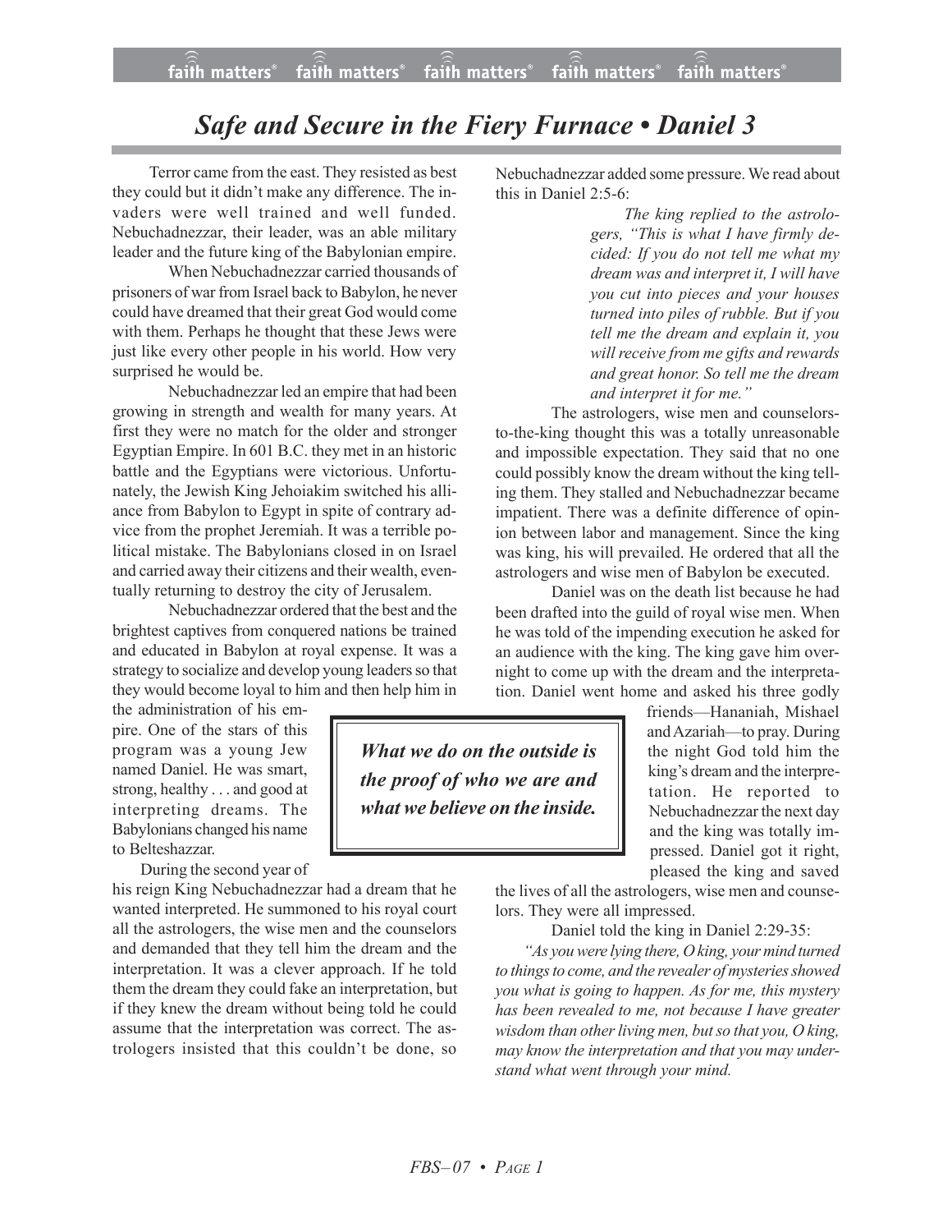# *Safe and Secure in the Fiery Furnace • Daniel 3*

Terror came from the east. They resisted as best they could but it didn't make any difference. The invaders were well trained and well funded. Nebuchadnezzar, their leader, was an able military leader and the future king of the Babylonian empire.

When Nebuchadnezzar carried thousands of prisoners of war from Israel back to Babylon, he never could have dreamed that their great God would come with them. Perhaps he thought that these Jews were just like every other people in his world. How very surprised he would be.

Nebuchadnezzar led an empire that had been growing in strength and wealth for many years. At first they were no match for the older and stronger Egyptian Empire. In 601 B.C. they met in an historic battle and the Egyptians were victorious. Unfortunately, the Jewish King Jehoiakim switched his alliance from Babylon to Egypt in spite of contrary advice from the prophet Jeremiah. It was a terrible political mistake. The Babylonians closed in on Israel and carried away their citizens and their wealth, eventually returning to destroy the city of Jerusalem.

Nebuchadnezzar ordered that the best and the brightest captives from conquered nations be trained and educated in Babylon at royal expense. It was a strategy to socialize and develop young leaders so that they would become loyal to him and then help him in the administration of his empire. One of the stars of this program was a young Jew named Daniel. He was smart, strong, healthy . . . and good at interpreting dreams. The Babylonians changed his name to Belteshazzar.

> ***What we do on the outside is the proof of who we are and what we believe on the inside.***

During the second year of his reign King Nebuchadnezzar had a dream that he wanted interpreted. He summoned to his royal court all the astrologers, the wise men and the counselors and demanded that they tell him the dream and the interpretation. It was a clever approach. If he told them the dream they could fake an interpretation, but if they knew the dream without being told he could assume that the interpretation was correct. The astrologers insisted that this couldn't be done, so Nebuchadnezzar added some pressure. We read about this in Daniel 2:5-6:

> *The king replied to the astrologers, "This is what I have firmly decided: If you do not tell me what my dream was and interpret it, I will have you cut into pieces and your houses turned into piles of rubble. But if you tell me the dream and explain it, you will receive from me gifts and rewards and great honor. So tell me the dream and interpret it for me."*

The astrologers, wise men and counselors-to-the-king thought this was a totally unreasonable and impossible expectation. They said that no one could possibly know the dream without the king telling them. They stalled and Nebuchadnezzar became impatient. There was a definite difference of opinion between labor and management. Since the king was king, his will prevailed. He ordered that all the astrologers and wise men of Babylon be executed.

Daniel was on the death list because he had been drafted into the guild of royal wise men. When he was told of the impending execution he asked for an audience with the king. The king gave him overnight to come up with the dream and the interpretation. Daniel went home and asked his three godly friends—Hananiah, Mishael and Azariah—to pray. During the night God told him the king's dream and the interpretation. He reported to Nebuchadnezzar the next day and the king was totally impressed. Daniel got it right, pleased the king and saved the lives of all the astrologers, wise men and counselors. They were all impressed.

Daniel told the king in Daniel 2:29-35:

*"As you were lying there, O king, your mind turned to things to come, and the revealer of mysteries showed you what is going to happen. As for me, this mystery has been revealed to me, not because I have greater wisdom than other living men, but so that you, O king, may know the interpretation and that you may understand what went through your mind.*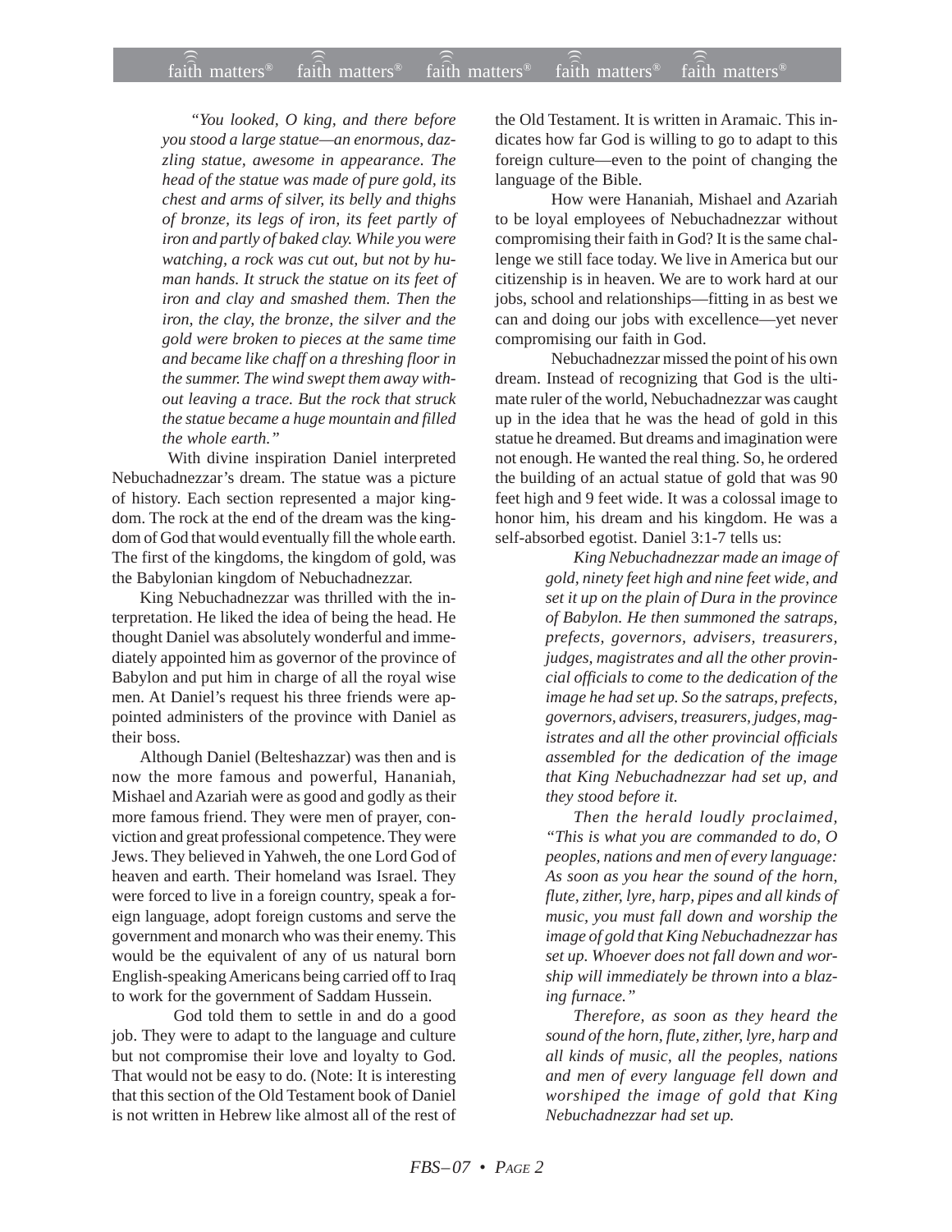*"You looked, O king, and there before you stood a large statue—an enormous, dazzling statue, awesome in appearance. The head of the statue was made of pure gold, its chest and arms of silver, its belly and thighs of bronze, its legs of iron, its feet partly of iron and partly of baked clay. While you were watching, a rock was cut out, but not by human hands. It struck the statue on its feet of iron and clay and smashed them. Then the iron, the clay, the bronze, the silver and the gold were broken to pieces at the same time and became like chaff on a threshing floor in the summer. The wind swept them away without leaving a trace. But the rock that struck the statue became a huge mountain and filled the whole earth."*

With divine inspiration Daniel interpreted Nebuchadnezzar's dream. The statue was a picture of history. Each section represented a major kingdom. The rock at the end of the dream was the kingdom of God that would eventually fill the whole earth. The first of the kingdoms, the kingdom of gold, was the Babylonian kingdom of Nebuchadnezzar.

King Nebuchadnezzar was thrilled with the interpretation. He liked the idea of being the head. He thought Daniel was absolutely wonderful and immediately appointed him as governor of the province of Babylon and put him in charge of all the royal wise men. At Daniel's request his three friends were appointed administers of the province with Daniel as their boss.

Although Daniel (Belteshazzar) was then and is now the more famous and powerful, Hananiah, Mishael and Azariah were as good and godly as their more famous friend. They were men of prayer, conviction and great professional competence. They were Jews. They believed in Yahweh, the one Lord God of heaven and earth. Their homeland was Israel. They were forced to live in a foreign country, speak a foreign language, adopt foreign customs and serve the government and monarch who was their enemy. This would be the equivalent of any of us natural born English-speaking Americans being carried off to Iraq to work for the government of Saddam Hussein.

God told them to settle in and do a good job. They were to adapt to the language and culture but not compromise their love and loyalty to God. That would not be easy to do. (Note: It is interesting that this section of the Old Testament book of Daniel is not written in Hebrew like almost all of the rest of the Old Testament. It is written in Aramaic. This indicates how far God is willing to go to adapt to this foreign culture—even to the point of changing the language of the Bible.

How were Hananiah, Mishael and Azariah to be loyal employees of Nebuchadnezzar without compromising their faith in God? It is the same challenge we still face today. We live in America but our citizenship is in heaven. We are to work hard at our jobs, school and relationships—fitting in as best we can and doing our jobs with excellence—yet never compromising our faith in God.

Nebuchadnezzar missed the point of his own dream. Instead of recognizing that God is the ultimate ruler of the world, Nebuchadnezzar was caught up in the idea that he was the head of gold in this statue he dreamed. But dreams and imagination were not enough. He wanted the real thing. So, he ordered the building of an actual statue of gold that was 90 feet high and 9 feet wide. It was a colossal image to honor him, his dream and his kingdom. He was a self-absorbed egotist. Daniel 3:1-7 tells us:

*King Nebuchadnezzar made an image of gold, ninety feet high and nine feet wide, and set it up on the plain of Dura in the province of Babylon. He then summoned the satraps, prefects, governors, advisers, treasurers, judges, magistrates and all the other provincial officials to come to the dedication of the image he had set up. So the satraps, prefects, governors, advisers, treasurers, judges, magistrates and all the other provincial officials assembled for the dedication of the image that King Nebuchadnezzar had set up, and they stood before it.*

*Then the herald loudly proclaimed, "This is what you are commanded to do, O peoples, nations and men of every language: As soon as you hear the sound of the horn, flute, zither, lyre, harp, pipes and all kinds of music, you must fall down and worship the image of gold that King Nebuchadnezzar has set up. Whoever does not fall down and worship will immediately be thrown into a blazing furnace."*

*Therefore, as soon as they heard the sound of the horn, flute, zither, lyre, harp and all kinds of music, all the peoples, nations and men of every language fell down and worshiped the image of gold that King Nebuchadnezzar had set up.*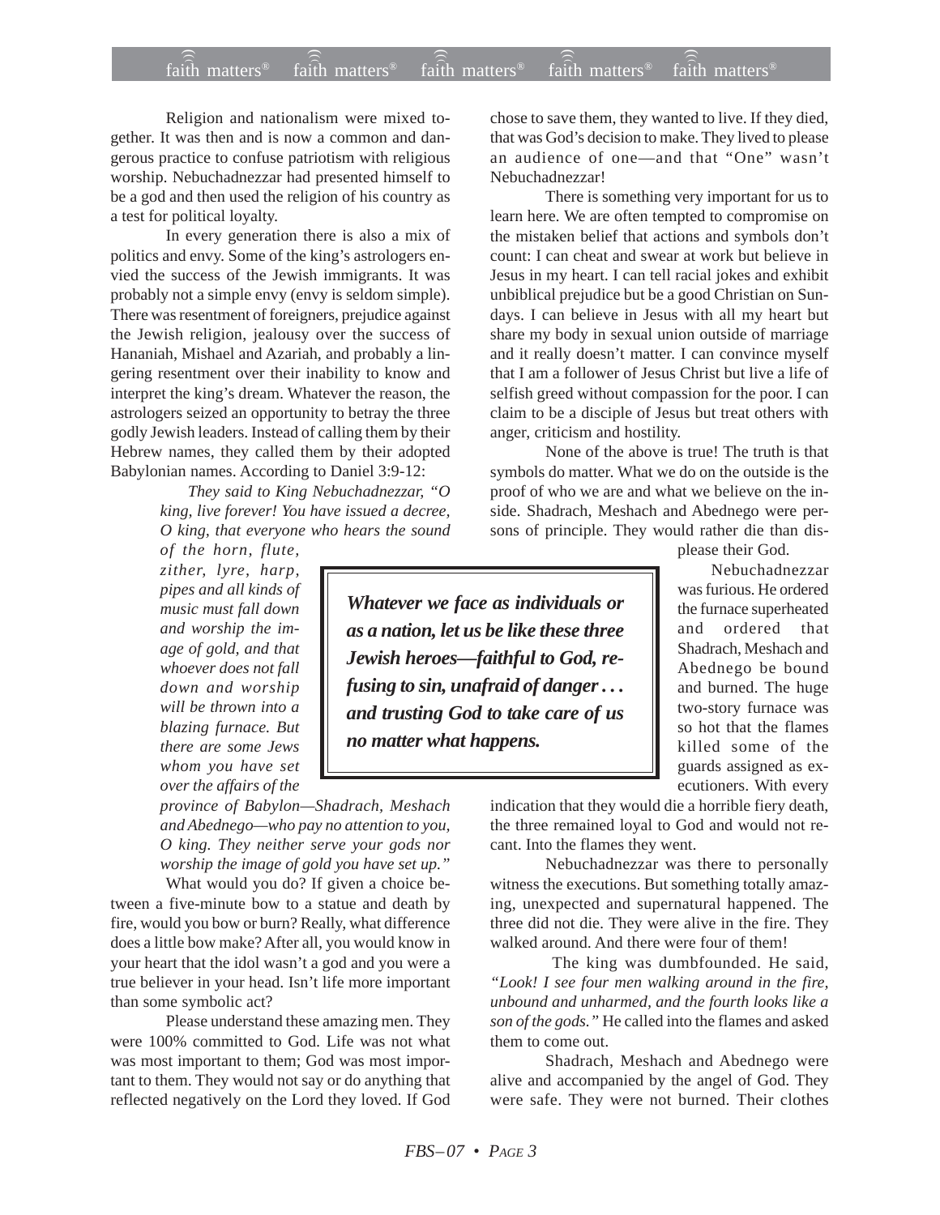Religion and nationalism were mixed together. It was then and is now a common and dangerous practice to confuse patriotism with religious worship. Nebuchadnezzar had presented himself to be a god and then used the religion of his country as a test for political loyalty.

In every generation there is also a mix of politics and envy. Some of the king's astrologers envied the success of the Jewish immigrants. It was probably not a simple envy (envy is seldom simple). There was resentment of foreigners, prejudice against the Jewish religion, jealousy over the success of Hananiah, Mishael and Azariah, and probably a lingering resentment over their inability to know and interpret the king's dream. Whatever the reason, the astrologers seized an opportunity to betray the three godly Jewish leaders. Instead of calling them by their Hebrew names, they called them by their adopted Babylonian names. According to Daniel 3:9-12:

> *They said to King Nebuchadnezzar, "O king, live forever! You have issued a decree, O king, that everyone who hears the sound of the horn, flute, zither, lyre, harp, pipes and all kinds of music must fall down and worship the image of gold, and that whoever does not fall down and worship will be thrown into a blazing furnace. But there are some Jews whom you have set over the affairs of the province of Babylon—Shadrach, Meshach and Abednego—who pay no attention to you, O king. They neither serve your gods nor worship the image of gold you have set up."*

What would you do? If given a choice between a five-minute bow to a statue and death by fire, would you bow or burn? Really, what difference does a little bow make? After all, you would know in your heart that the idol wasn't a god and you were a true believer in your head. Isn't life more important than some symbolic act?

Please understand these amazing men. They were 100% committed to God. Life was not what was most important to them; God was most important to them. They would not say or do anything that reflected negatively on the Lord they loved. If God chose to save them, they wanted to live. If they died, that was God's decision to make. They lived to please an audience of one—and that "One" wasn't Nebuchadnezzar!

There is something very important for us to learn here. We are often tempted to compromise on the mistaken belief that actions and symbols don't count: I can cheat and swear at work but believe in Jesus in my heart. I can tell racial jokes and exhibit unbiblical prejudice but be a good Christian on Sundays. I can believe in Jesus with all my heart but share my body in sexual union outside of marriage and it really doesn't matter. I can convince myself that I am a follower of Jesus Christ but live a life of selfish greed without compassion for the poor. I can claim to be a disciple of Jesus but treat others with anger, criticism and hostility.

None of the above is true! The truth is that symbols do matter. What we do on the outside is the proof of who we are and what we believe on the inside. Shadrach, Meshach and Abednego were persons of principle. They would rather die than displease their God.

> ***Whatever we face as individuals or as a nation, let us be like these three Jewish heroes—faithful to God, refusing to sin, unafraid of danger . . . and trusting God to take care of us no matter what happens.***

Nebuchadnezzar was furious. He ordered the furnace superheated and ordered that Shadrach, Meshach and Abednego be bound and burned. The huge two-story furnace was so hot that the flames killed some of the guards assigned as executioners. With every indication that they would die a horrible fiery death, the three remained loyal to God and would not recant. Into the flames they went.

Nebuchadnezzar was there to personally witness the executions. But something totally amazing, unexpected and supernatural happened. The three did not die. They were alive in the fire. They walked around. And there were four of them!

The king was dumbfounded. He said, *"Look! I see four men walking around in the fire, unbound and unharmed, and the fourth looks like a son of the gods."* He called into the flames and asked them to come out.

Shadrach, Meshach and Abednego were alive and accompanied by the angel of God. They were safe. They were not burned. Their clothes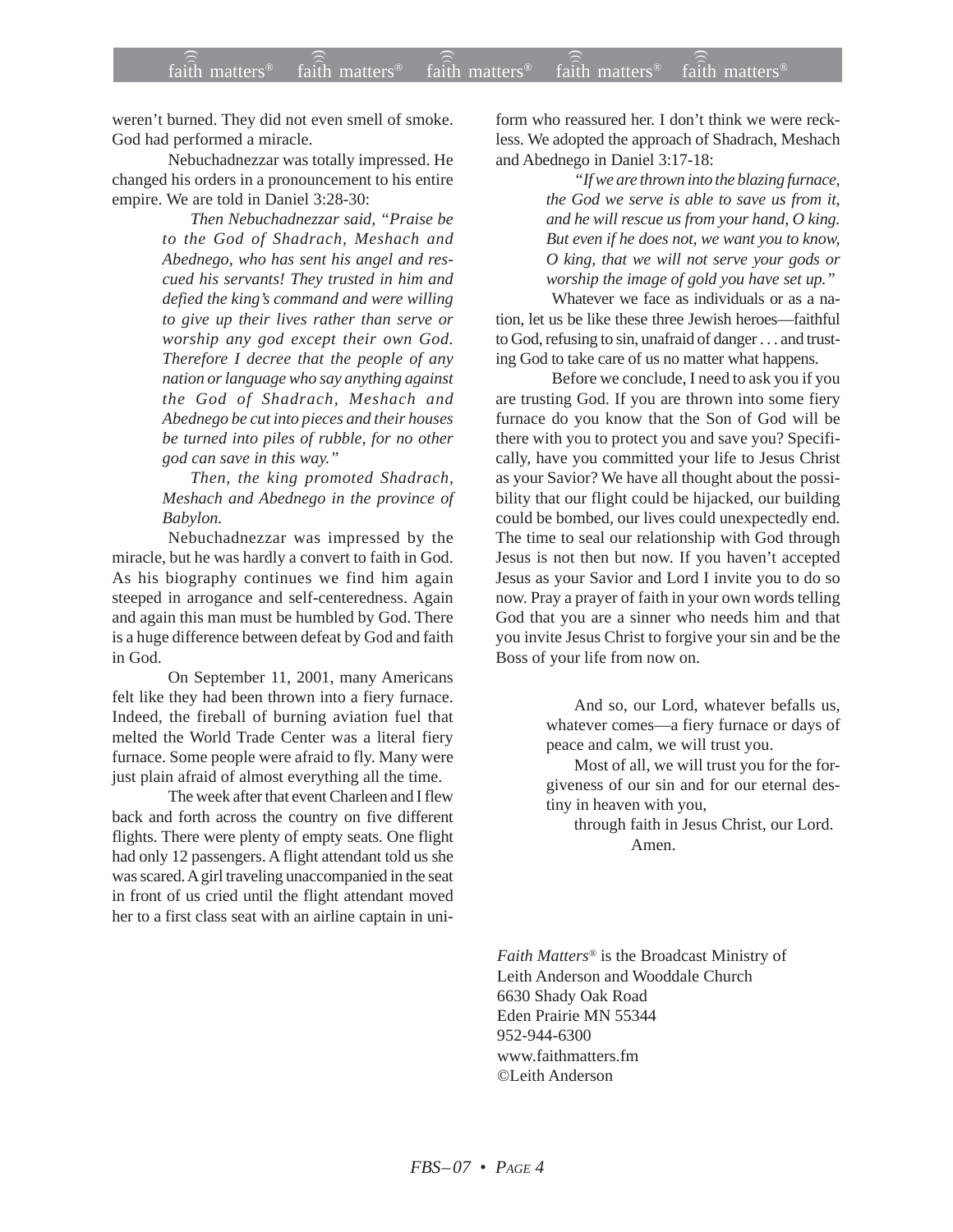weren't burned. They did not even smell of smoke. God had performed a miracle.

Nebuchadnezzar was totally impressed. He changed his orders in a pronouncement to his entire empire. We are told in Daniel 3:28-30:

> *Then Nebuchadnezzar said, "Praise be to the God of Shadrach, Meshach and Abednego, who has sent his angel and rescued his servants! They trusted in him and defied the king's command and were willing to give up their lives rather than serve or worship any god except their own God. Therefore I decree that the people of any nation or language who say anything against the God of Shadrach, Meshach and Abednego be cut into pieces and their houses be turned into piles of rubble, for no other god can save in this way."*
>
> *Then, the king promoted Shadrach, Meshach and Abednego in the province of Babylon.*

Nebuchadnezzar was impressed by the miracle, but he was hardly a convert to faith in God. As his biography continues we find him again steeped in arrogance and self-centeredness. Again and again this man must be humbled by God. There is a huge difference between defeat by God and faith in God.

On September 11, 2001, many Americans felt like they had been thrown into a fiery furnace. Indeed, the fireball of burning aviation fuel that melted the World Trade Center was a literal fiery furnace. Some people were afraid to fly. Many were just plain afraid of almost everything all the time.

The week after that event Charleen and I flew back and forth across the country on five different flights. There were plenty of empty seats. One flight had only 12 passengers. A flight attendant told us she was scared. A girl traveling unaccompanied in the seat in front of us cried until the flight attendant moved her to a first class seat with an airline captain in uniform who reassured her. I don't think we were reckless. We adopted the approach of Shadrach, Meshach and Abednego in Daniel 3:17-18:

> *"If we are thrown into the blazing furnace, the God we serve is able to save us from it, and he will rescue us from your hand, O king. But even if he does not, we want you to know, O king, that we will not serve your gods or worship the image of gold you have set up."*

Whatever we face as individuals or as a nation, let us be like these three Jewish heroes—faithful to God, refusing to sin, unafraid of danger . . . and trusting God to take care of us no matter what happens.

Before we conclude, I need to ask you if you are trusting God. If you are thrown into some fiery furnace do you know that the Son of God will be there with you to protect you and save you? Specifically, have you committed your life to Jesus Christ as your Savior? We have all thought about the possibility that our flight could be hijacked, our building could be bombed, our lives could unexpectedly end. The time to seal our relationship with God through Jesus is not then but now. If you haven't accepted Jesus as your Savior and Lord I invite you to do so now. Pray a prayer of faith in your own words telling God that you are a sinner who needs him and that you invite Jesus Christ to forgive your sin and be the Boss of your life from now on.

> And so, our Lord, whatever befalls us, whatever comes—a fiery furnace or days of peace and calm, we will trust you.
>
> Most of all, we will trust you for the forgiveness of our sin and for our eternal destiny in heaven with you,
>
> through faith in Jesus Christ, our Lord.
>
> Amen.

*Faith Matters*® is the Broadcast Ministry of
Leith Anderson and Wooddale Church
6630 Shady Oak Road
Eden Prairie MN 55344
952-944-6300
www.faithmatters.fm
©Leith Anderson